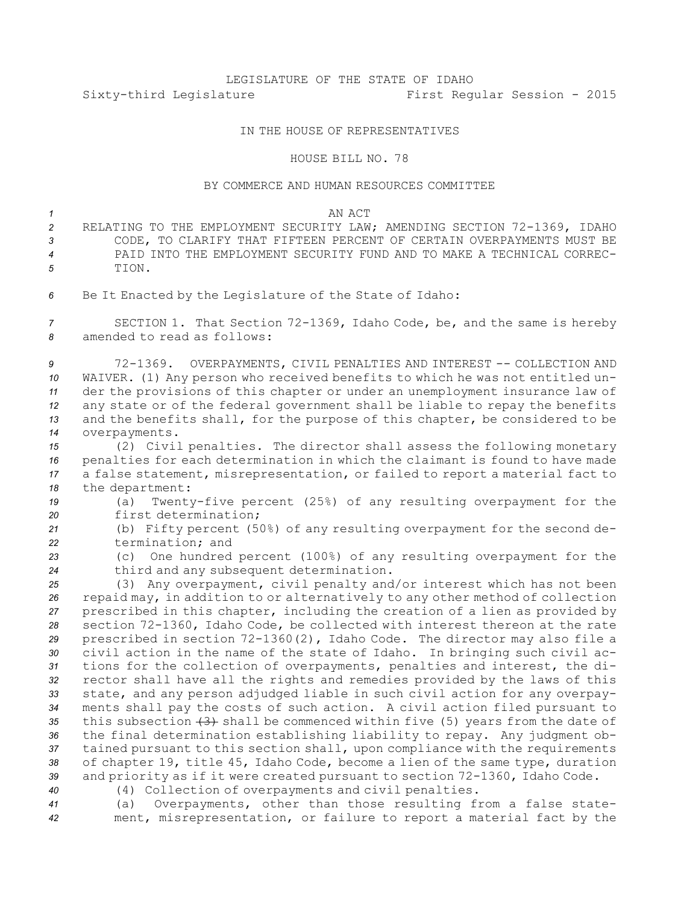LEGISLATURE OF THE STATE OF IDAHO

Sixty-third Legislature First Regular Session - 2015

IN THE HOUSE OF REPRESENTATIVES

HOUSE BILL NO. 78

BY COMMERCE AND HUMAN RESOURCES COMMITTEE

AN ACT

RELATING TO THE EMPLOYMENT SECURITY LAW; AMENDING SECTION 72-1369, IDAHO CODE, TO CLARIFY THAT FIFTEEN PERCENT OF CERTAIN OVERPAYMENTS MUST BE PAID INTO THE EMPLOYMENT SECURITY FUND AND TO MAKE A TECHNICAL CORRECTION.

Be It Enacted by the Legislature of the State of Idaho:

SECTION 1. That Section 72-1369, Idaho Code, be, and the same is hereby amended to read as follows:

72-1369. OVERPAYMENTS, CIVIL PENALTIES AND INTEREST -- COLLECTION AND WAIVER. (1) Any person who received benefits to which he was not entitled under the provisions of this chapter or under an unemployment insurance law of any state or of the federal government shall be liable to repay the benefits and the benefits shall, for the purpose of this chapter, be considered to be overpayments.

(2) Civil penalties. The director shall assess the following monetary penalties for each determination in which the claimant is found to have made a false statement, misrepresentation, or failed to report a material fact to the department:

(a) Twenty-five percent (25%) of any resulting overpayment for the first determination;

(b) Fifty percent (50%) of any resulting overpayment for the second determination; and

(c) One hundred percent (100%) of any resulting overpayment for the third and any subsequent determination.

(3) Any overpayment, civil penalty and/or interest which has not been repaid may, in addition to or alternatively to any other method of collection prescribed in this chapter, including the creation of a lien as provided by section 72-1360, Idaho Code, be collected with interest thereon at the rate prescribed in section 72-1360(2), Idaho Code. The director may also file a civil action in the name of the state of Idaho. In bringing such civil actions for the collection of overpayments, penalties and interest, the director shall have all the rights and remedies provided by the laws of this state, and any person adjudged liable in such civil action for any overpayments shall pay the costs of such action. A civil action filed pursuant to this subsection ~~(3)~~ shall be commenced within five (5) years from the date of the final determination establishing liability to repay. Any judgment obtained pursuant to this section shall, upon compliance with the requirements of chapter 19, title 45, Idaho Code, become a lien of the same type, duration and priority as if it were created pursuant to section 72-1360, Idaho Code.

(4) Collection of overpayments and civil penalties.

(a) Overpayments, other than those resulting from a false statement, misrepresentation, or failure to report a material fact by the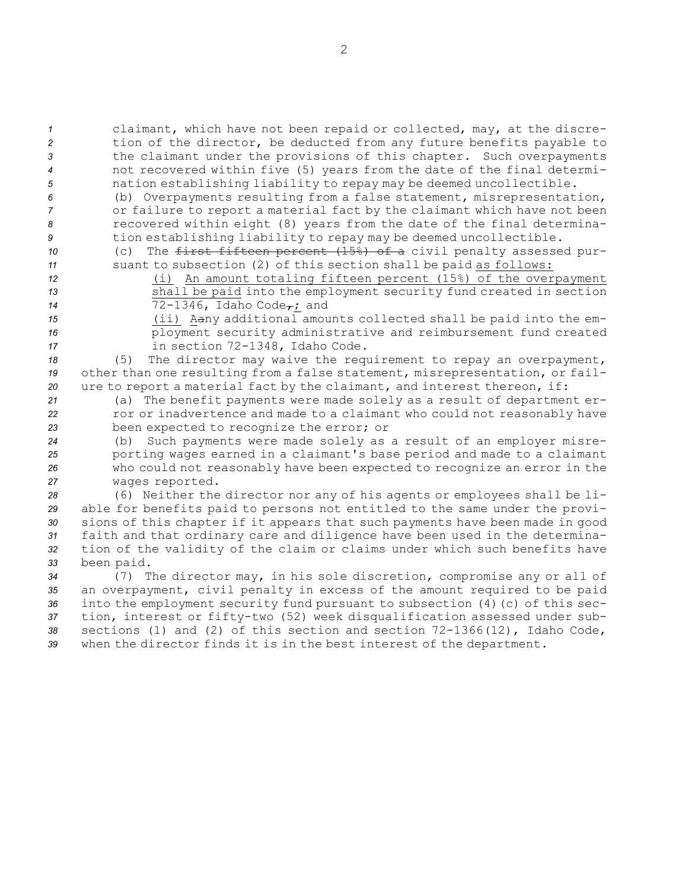claimant, which have not been repaid or collected, may, at the discretion of the director, be deducted from any future benefits payable to the claimant under the provisions of this chapter. Such overpayments not recovered within five (5) years from the date of the final determination establishing liability to repay may be deemed uncollectible.

(b) Overpayments resulting from a false statement, misrepresentation, or failure to report a material fact by the claimant which have not been recovered within eight (8) years from the date of the final determination establishing liability to repay may be deemed uncollectible.

(c) The ~~first fifteen percent (15%) of a~~ civil penalty assessed pursuant to subsection (2) of this section shall be paid as follows:

(i) An amount totaling fifteen percent (15%) of the overpayment shall be paid into the employment security fund created in section 72-1346, Idaho Code~~,~~; and

(ii) A~~a~~ny additional amounts collected shall be paid into the employment security administrative and reimbursement fund created in section 72-1348, Idaho Code.

(5) The director may waive the requirement to repay an overpayment, other than one resulting from a false statement, misrepresentation, or failure to report a material fact by the claimant, and interest thereon, if:

(a) The benefit payments were made solely as a result of department error or inadvertence and made to a claimant who could not reasonably have been expected to recognize the error; or

(b) Such payments were made solely as a result of an employer misreporting wages earned in a claimant's base period and made to a claimant who could not reasonably have been expected to recognize an error in the wages reported.

(6) Neither the director nor any of his agents or employees shall be liable for benefits paid to persons not entitled to the same under the provisions of this chapter if it appears that such payments have been made in good faith and that ordinary care and diligence have been used in the determination of the validity of the claim or claims under which such benefits have been paid.

(7) The director may, in his sole discretion, compromise any or all of an overpayment, civil penalty in excess of the amount required to be paid into the employment security fund pursuant to subsection (4)(c) of this section, interest or fifty-two (52) week disqualification assessed under subsections (1) and (2) of this section and section 72-1366(12), Idaho Code, when the director finds it is in the best interest of the department.